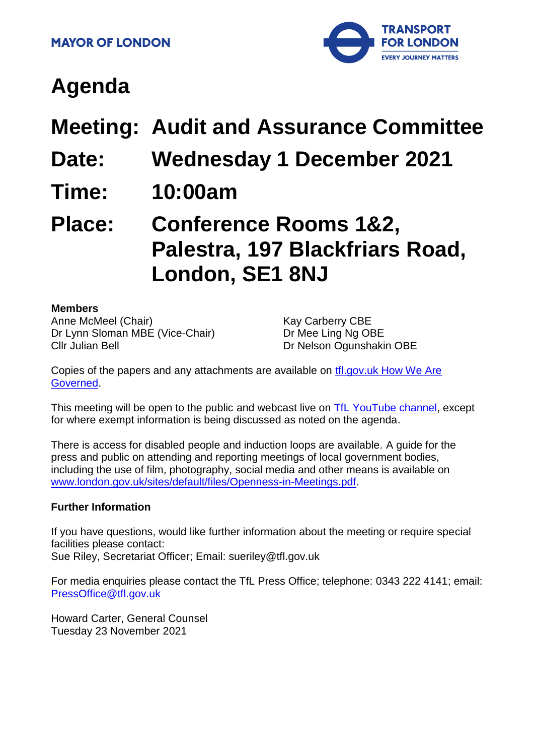**MAYOR OF LONDON**

**TRANSPORT FOR LONDON**
**EVERY JOURNEY MATTERS**

# Agenda

## Meeting: Audit and Assurance Committee

## Date: Wednesday 1 December 2021

## Time: 10:00am

## Place: Conference Rooms 1&2, Palestra, 197 Blackfriars Road, London, SE1 8NJ

**Members**

Anne McMeel (Chair)
Dr Lynn Sloman MBE (Vice-Chair)
Cllr Julian Bell
Kay Carberry CBE
Dr Mee Ling Ng OBE
Dr Nelson Ogunshakin OBE

Copies of the papers and any attachments are available on tfl.gov.uk How We Are Governed.

This meeting will be open to the public and webcast live on TfL YouTube channel, except for where exempt information is being discussed as noted on the agenda.

There is access for disabled people and induction loops are available. A guide for the press and public on attending and reporting meetings of local government bodies, including the use of film, photography, social media and other means is available on www.london.gov.uk/sites/default/files/Openness-in-Meetings.pdf.

**Further Information**

If you have questions, would like further information about the meeting or require special facilities please contact:
Sue Riley, Secretariat Officer; Email: sueriley@tfl.gov.uk

For media enquiries please contact the TfL Press Office; telephone: 0343 222 4141; email: PressOffice@tfl.gov.uk

Howard Carter, General Counsel
Tuesday 23 November 2021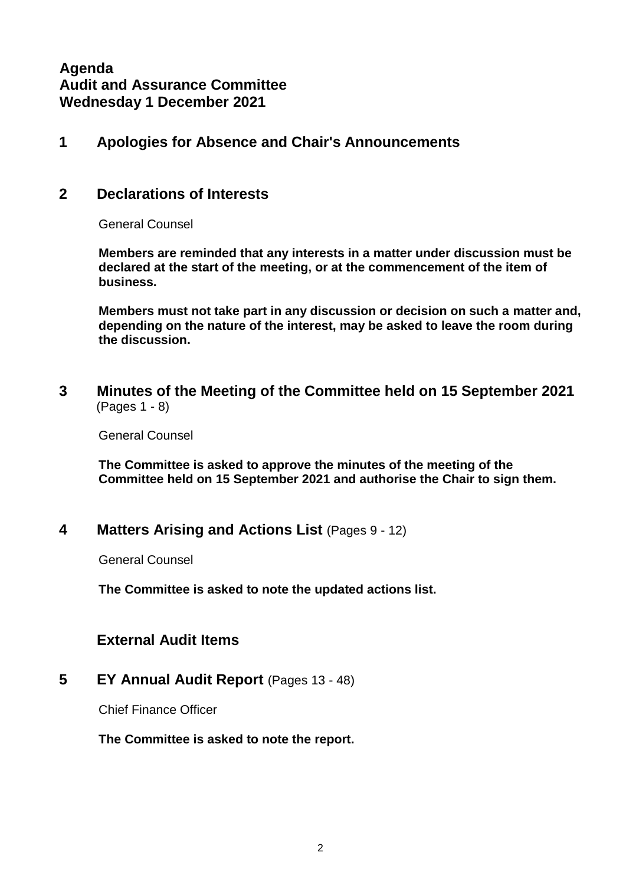**Agenda**
**Audit and Assurance Committee**
**Wednesday 1 December 2021**

## 1 Apologies for Absence and Chair's Announcements

## 2 Declarations of Interests

General Counsel

**Members are reminded that any interests in a matter under discussion must be declared at the start of the meeting, or at the commencement of the item of business.**

**Members must not take part in any discussion or decision on such a matter and, depending on the nature of the interest, may be asked to leave the room during the discussion.**

## 3 Minutes of the Meeting of the Committee held on 15 September 2021 (Pages 1 - 8)

General Counsel

**The Committee is asked to approve the minutes of the meeting of the Committee held on 15 September 2021 and authorise the Chair to sign them.**

## 4 Matters Arising and Actions List (Pages 9 - 12)

General Counsel

**The Committee is asked to note the updated actions list.**

## External Audit Items

## 5 EY Annual Audit Report (Pages 13 - 48)

Chief Finance Officer

**The Committee is asked to note the report.**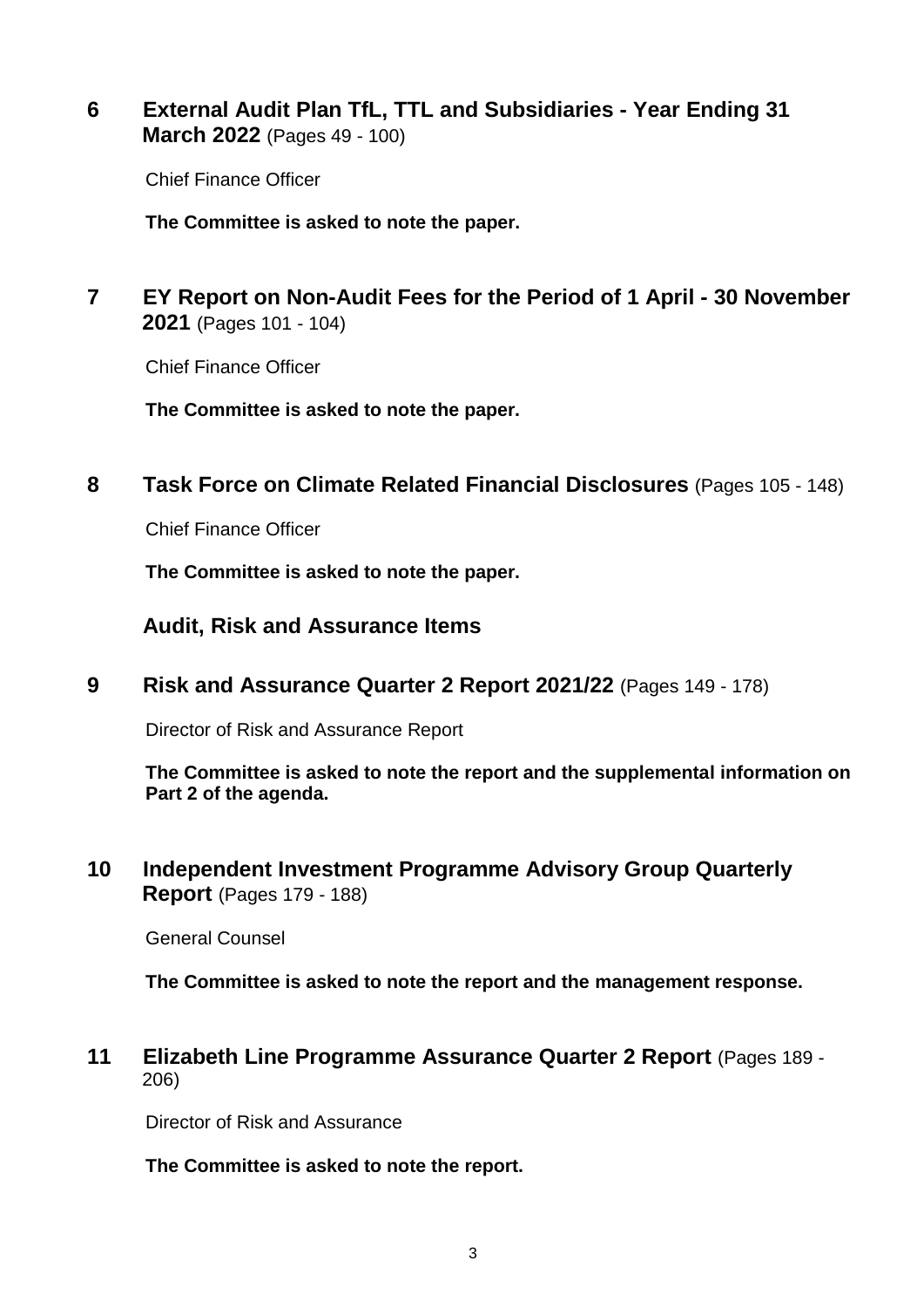## 6 External Audit Plan TfL, TTL and Subsidiaries - Year Ending 31 March 2022 (Pages 49 - 100)

Chief Finance Officer

**The Committee is asked to note the paper.**

## 7 EY Report on Non-Audit Fees for the Period of 1 April - 30 November 2021 (Pages 101 - 104)

Chief Finance Officer

**The Committee is asked to note the paper.**

## 8 Task Force on Climate Related Financial Disclosures (Pages 105 - 148)

Chief Finance Officer

**The Committee is asked to note the paper.**

### Audit, Risk and Assurance Items

## 9 Risk and Assurance Quarter 2 Report 2021/22 (Pages 149 - 178)

Director of Risk and Assurance Report

**The Committee is asked to note the report and the supplemental information on Part 2 of the agenda.**

## 10 Independent Investment Programme Advisory Group Quarterly Report (Pages 179 - 188)

General Counsel

**The Committee is asked to note the report and the management response.**

## 11 Elizabeth Line Programme Assurance Quarter 2 Report (Pages 189 - 206)

Director of Risk and Assurance

**The Committee is asked to note the report.**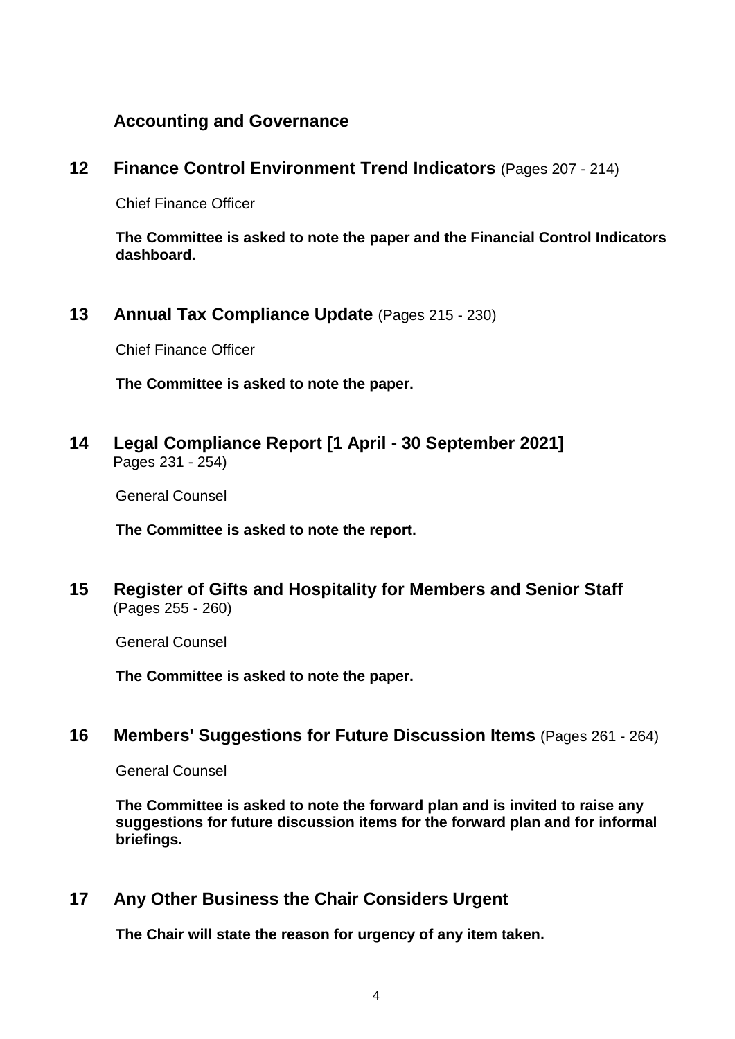## Accounting and Governance

## 12 Finance Control Environment Trend Indicators (Pages 207 - 214)

Chief Finance Officer

**The Committee is asked to note the paper and the Financial Control Indicators dashboard.**

## 13 Annual Tax Compliance Update (Pages 215 - 230)

Chief Finance Officer

**The Committee is asked to note the paper.**

## 14 Legal Compliance Report [1 April - 30 September 2021]

Pages 231 - 254)

General Counsel

**The Committee is asked to note the report.**

## 15 Register of Gifts and Hospitality for Members and Senior Staff

(Pages 255 - 260)

General Counsel

**The Committee is asked to note the paper.**

## 16 Members' Suggestions for Future Discussion Items (Pages 261 - 264)

General Counsel

**The Committee is asked to note the forward plan and is invited to raise any suggestions for future discussion items for the forward plan and for informal briefings.**

## 17 Any Other Business the Chair Considers Urgent

**The Chair will state the reason for urgency of any item taken.**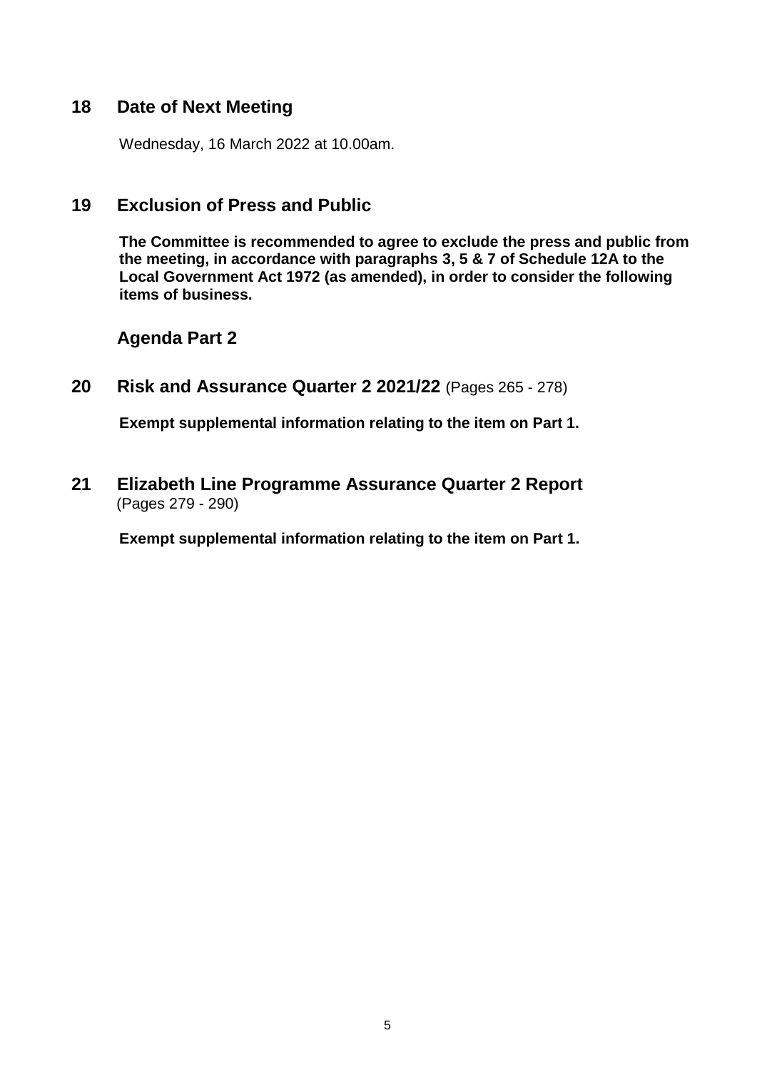## 18 Date of Next Meeting

Wednesday, 16 March 2022 at 10.00am.

## 19 Exclusion of Press and Public

**The Committee is recommended to agree to exclude the press and public from the meeting, in accordance with paragraphs 3, 5 & 7 of Schedule 12A to the Local Government Act 1972 (as amended), in order to consider the following items of business.**

## Agenda Part 2

## 20 Risk and Assurance Quarter 2 2021/22 (Pages 265 - 278)

**Exempt supplemental information relating to the item on Part 1.**

## 21 Elizabeth Line Programme Assurance Quarter 2 Report (Pages 279 - 290)

**Exempt supplemental information relating to the item on Part 1.**